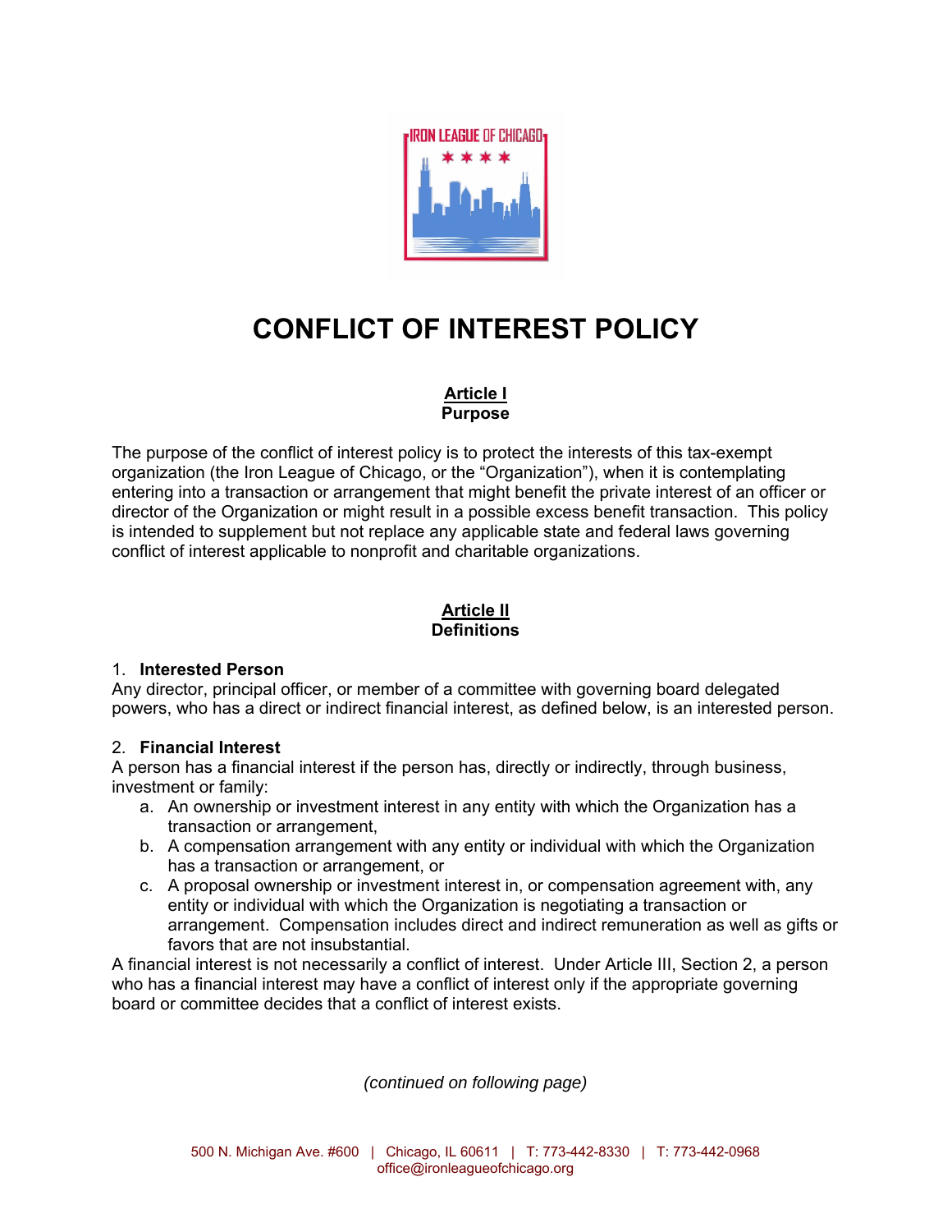# CONFLICT OF INTEREST POLICY

## Article I
### Purpose

The purpose of the conflict of interest policy is to protect the interests of this tax-exempt organization (the Iron League of Chicago, or the "Organization"), when it is contemplating entering into a transaction or arrangement that might benefit the private interest of an officer or director of the Organization or might result in a possible excess benefit transaction. This policy is intended to supplement but not replace any applicable state and federal laws governing conflict of interest applicable to nonprofit and charitable organizations.

## Article II
### Definitions

1. **Interested Person**

Any director, principal officer, or member of a committee with governing board delegated powers, who has a direct or indirect financial interest, as defined below, is an interested person.

2. **Financial Interest**

A person has a financial interest if the person has, directly or indirectly, through business, investment or family:

a. An ownership or investment interest in any entity with which the Organization has a transaction or arrangement,
b. A compensation arrangement with any entity or individual with which the Organization has a transaction or arrangement, or
c. A proposal ownership or investment interest in, or compensation agreement with, any entity or individual with which the Organization is negotiating a transaction or arrangement. Compensation includes direct and indirect remuneration as well as gifts or favors that are not insubstantial.

A financial interest is not necessarily a conflict of interest. Under Article III, Section 2, a person who has a financial interest may have a conflict of interest only if the appropriate governing board or committee decides that a conflict of interest exists.

*(continued on following page)*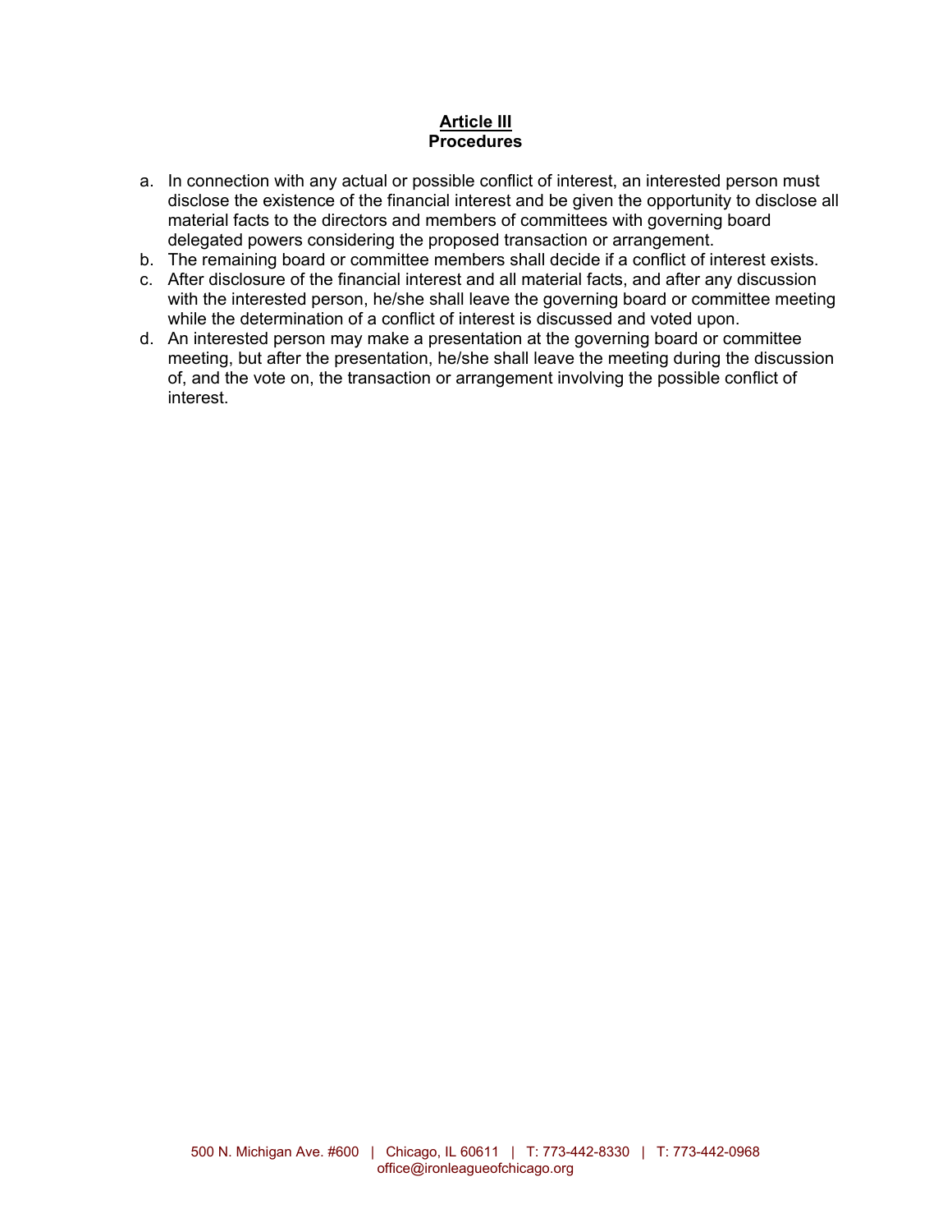## Article III
## Procedures

a. In connection with any actual or possible conflict of interest, an interested person must disclose the existence of the financial interest and be given the opportunity to disclose all material facts to the directors and members of committees with governing board delegated powers considering the proposed transaction or arrangement.
b. The remaining board or committee members shall decide if a conflict of interest exists.
c. After disclosure of the financial interest and all material facts, and after any discussion with the interested person, he/she shall leave the governing board or committee meeting while the determination of a conflict of interest is discussed and voted upon.
d. An interested person may make a presentation at the governing board or committee meeting, but after the presentation, he/she shall leave the meeting during the discussion of, and the vote on, the transaction or arrangement involving the possible conflict of interest.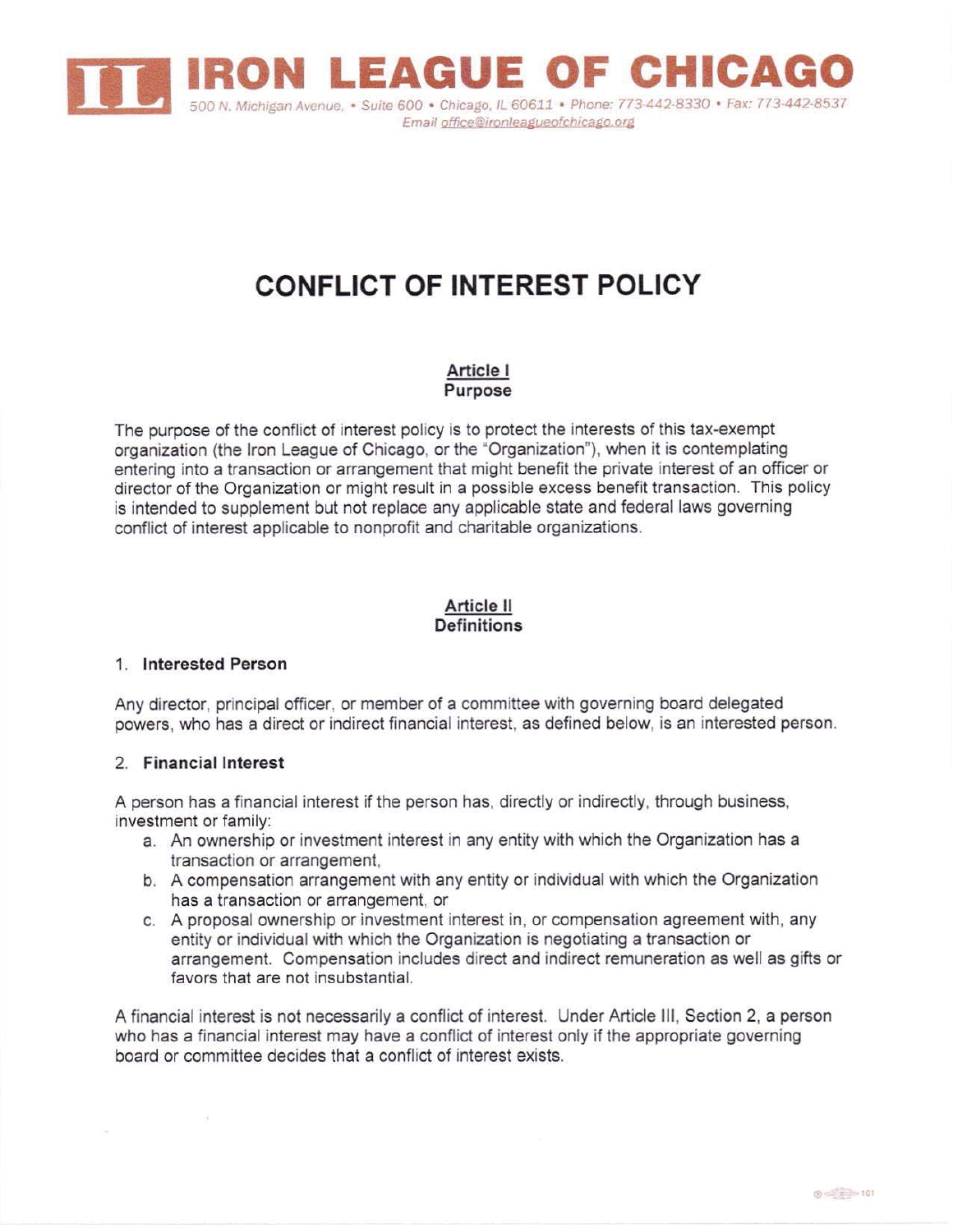# IRON LEAGUE OF CHICAGO

500 N. Michigan Avenue, • Suite 600 • Chicago, IL 60611 • Phone: 773-442-8330 • Fax: 773-442-8537
Email office@ironleagueofchicago.org

# CONFLICT OF INTEREST POLICY

## Article I
## Purpose

The purpose of the conflict of interest policy is to protect the interests of this tax-exempt organization (the Iron League of Chicago, or the "Organization"), when it is contemplating entering into a transaction or arrangement that might benefit the private interest of an officer or director of the Organization or might result in a possible excess benefit transaction. This policy is intended to supplement but not replace any applicable state and federal laws governing conflict of interest applicable to nonprofit and charitable organizations.

## Article II
## Definitions

### 1. Interested Person

Any director, principal officer, or member of a committee with governing board delegated powers, who has a direct or indirect financial interest, as defined below, is an interested person.

### 2. Financial Interest

A person has a financial interest if the person has, directly or indirectly, through business, investment or family:

a. An ownership or investment interest in any entity with which the Organization has a transaction or arrangement,
b. A compensation arrangement with any entity or individual with which the Organization has a transaction or arrangement, or
c. A proposal ownership or investment interest in, or compensation agreement with, any entity or individual with which the Organization is negotiating a transaction or arrangement. Compensation includes direct and indirect remuneration as well as gifts or favors that are not insubstantial.

A financial interest is not necessarily a conflict of interest. Under Article III, Section 2, a person who has a financial interest may have a conflict of interest only if the appropriate governing board or committee decides that a conflict of interest exists.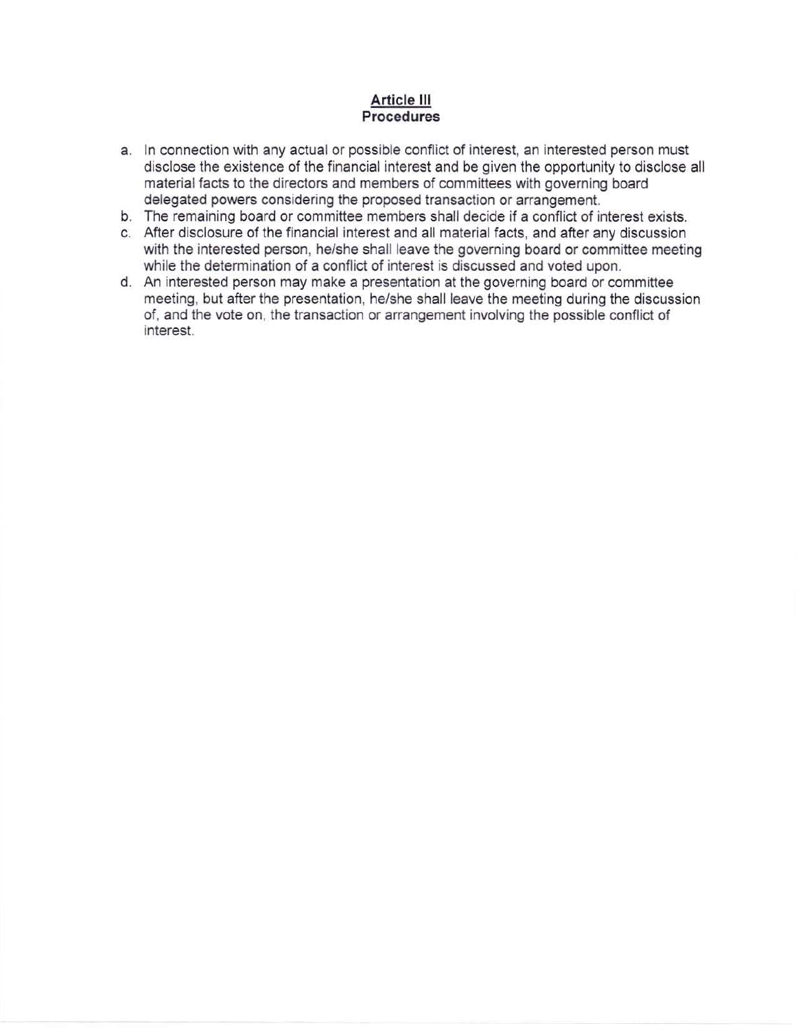## Article III
## Procedures

a. In connection with any actual or possible conflict of interest, an interested person must disclose the existence of the financial interest and be given the opportunity to disclose all material facts to the directors and members of committees with governing board delegated powers considering the proposed transaction or arrangement.
b. The remaining board or committee members shall decide if a conflict of interest exists.
c. After disclosure of the financial interest and all material facts, and after any discussion with the interested person, he/she shall leave the governing board or committee meeting while the determination of a conflict of interest is discussed and voted upon.
d. An interested person may make a presentation at the governing board or committee meeting, but after the presentation, he/she shall leave the meeting during the discussion of, and the vote on, the transaction or arrangement involving the possible conflict of interest.